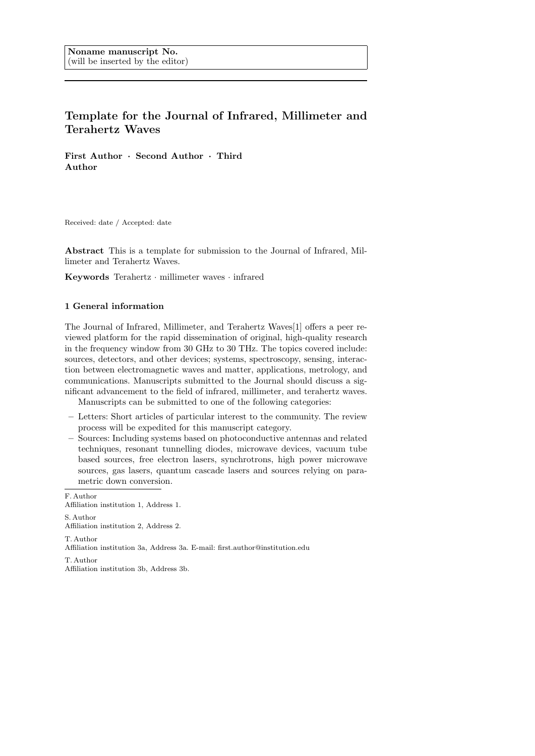**Noname manuscript No.**
(will be inserted by the editor)

# Template for the Journal of Infrared, Millimeter and Terahertz Waves

**First Author · Second Author · Third Author**

Received: date / Accepted: date

**Abstract** This is a template for submission to the Journal of Infrared, Millimeter and Terahertz Waves.

**Keywords** Terahertz · millimeter waves · infrared

## 1 General information

The Journal of Infrared, Millimeter, and Terahertz Waves[1] offers a peer reviewed platform for the rapid dissemination of original, high-quality research in the frequency window from 30 GHz to 30 THz. The topics covered include: sources, detectors, and other devices; systems, spectroscopy, sensing, interaction between electromagnetic waves and matter, applications, metrology, and communications. Manuscripts submitted to the Journal should discuss a significant advancement to the field of infrared, millimeter, and terahertz waves.

Manuscripts can be submitted to one of the following categories:

- Letters: Short articles of particular interest to the community. The review process will be expedited for this manuscript category.
- Sources: Including systems based on photoconductive antennas and related techniques, resonant tunnelling diodes, microwave devices, vacuum tube based sources, free electron lasers, synchrotrons, high power microwave sources, gas lasers, quantum cascade lasers and sources relying on parametric down conversion.

---

F. Author
Affiliation institution 1, Address 1.

S. Author
Affiliation institution 2, Address 2.

T. Author
Affiliation institution 3a, Address 3a. E-mail: first.author@institution.edu

T. Author
Affiliation institution 3b, Address 3b.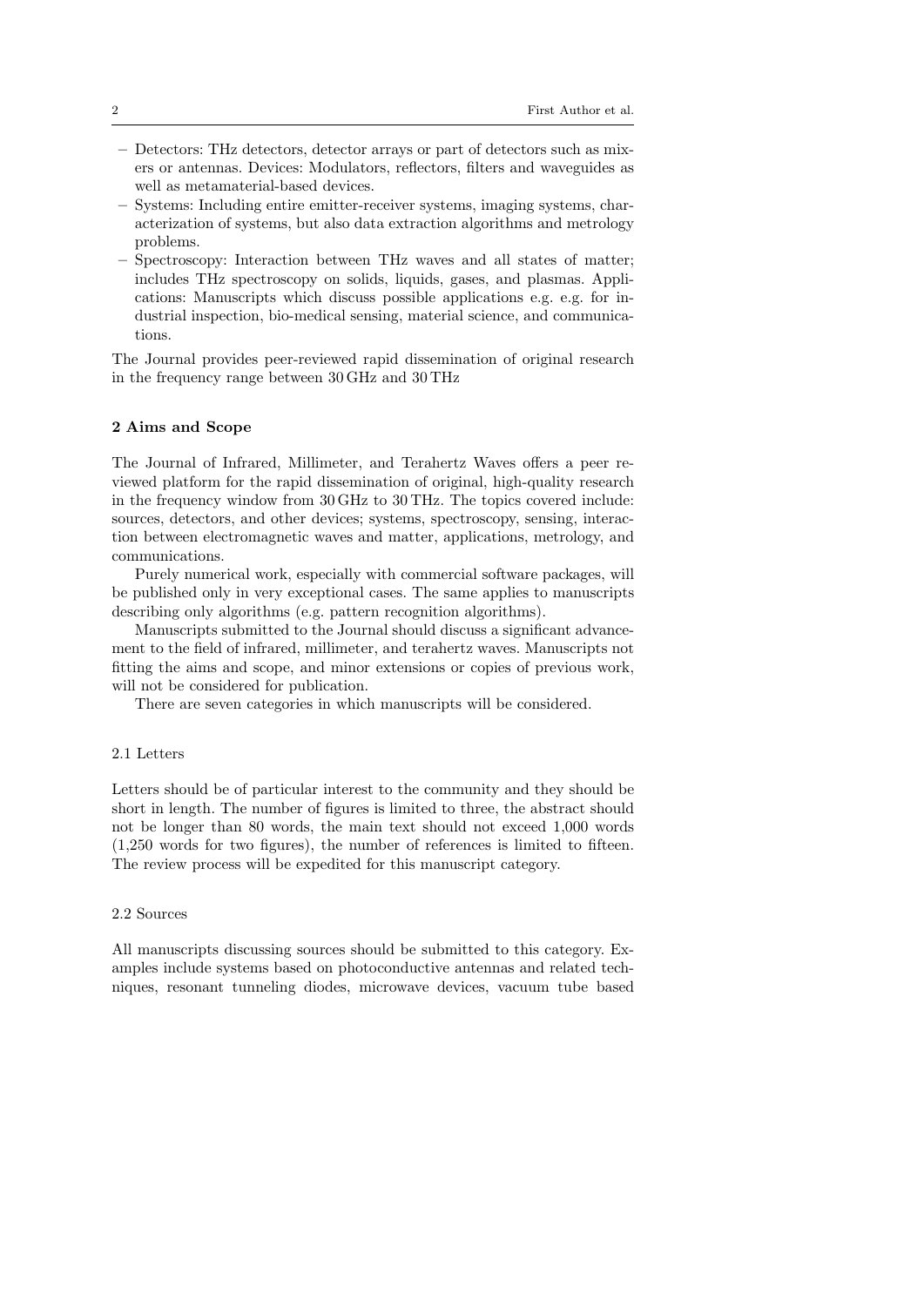- Detectors: THz detectors, detector arrays or part of detectors such as mixers or antennas. Devices: Modulators, reflectors, filters and waveguides as well as metamaterial-based devices.
- Systems: Including entire emitter-receiver systems, imaging systems, characterization of systems, but also data extraction algorithms and metrology problems.
- Spectroscopy: Interaction between THz waves and all states of matter; includes THz spectroscopy on solids, liquids, gases, and plasmas. Applications: Manuscripts which discuss possible applications e.g. e.g. for industrial inspection, bio-medical sensing, material science, and communications.

The Journal provides peer-reviewed rapid dissemination of original research in the frequency range between 30 GHz and 30 THz

## 2 Aims and Scope

The Journal of Infrared, Millimeter, and Terahertz Waves offers a peer reviewed platform for the rapid dissemination of original, high-quality research in the frequency window from 30 GHz to 30 THz. The topics covered include: sources, detectors, and other devices; systems, spectroscopy, sensing, interaction between electromagnetic waves and matter, applications, metrology, and communications.

Purely numerical work, especially with commercial software packages, will be published only in very exceptional cases. The same applies to manuscripts describing only algorithms (e.g. pattern recognition algorithms).

Manuscripts submitted to the Journal should discuss a significant advancement to the field of infrared, millimeter, and terahertz waves. Manuscripts not fitting the aims and scope, and minor extensions or copies of previous work, will not be considered for publication.

There are seven categories in which manuscripts will be considered.

### 2.1 Letters

Letters should be of particular interest to the community and they should be short in length. The number of figures is limited to three, the abstract should not be longer than 80 words, the main text should not exceed 1,000 words (1,250 words for two figures), the number of references is limited to fifteen. The review process will be expedited for this manuscript category.

### 2.2 Sources

All manuscripts discussing sources should be submitted to this category. Examples include systems based on photoconductive antennas and related techniques, resonant tunneling diodes, microwave devices, vacuum tube based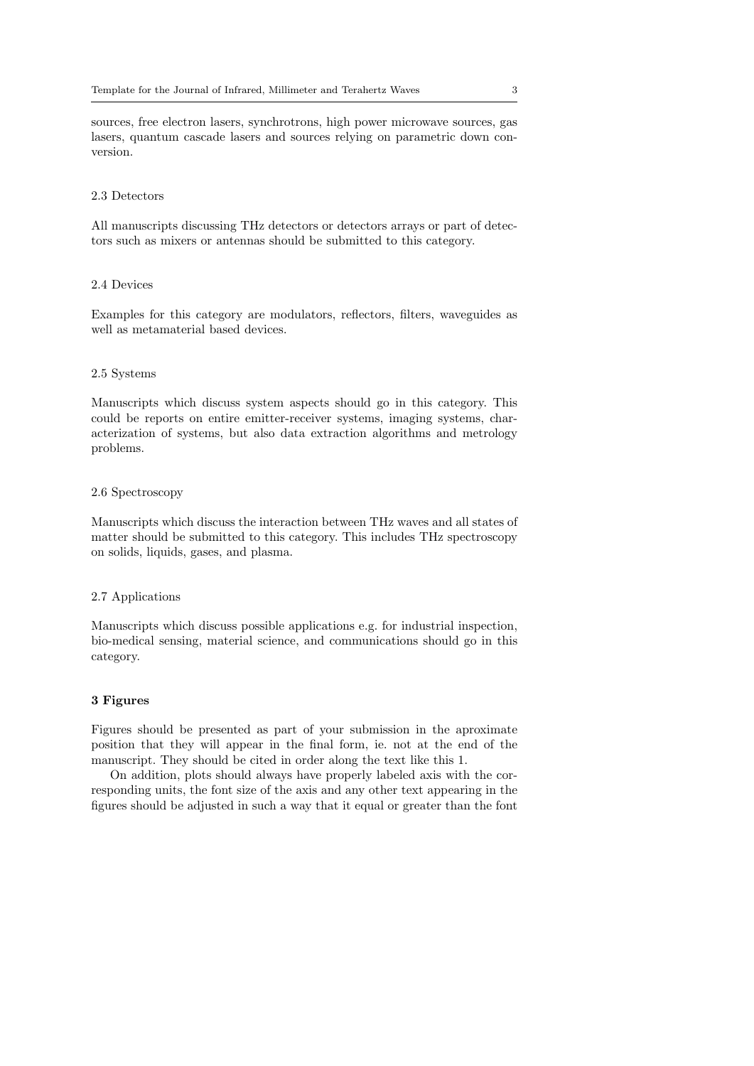sources, free electron lasers, synchrotrons, high power microwave sources, gas lasers, quantum cascade lasers and sources relying on parametric down conversion.

### 2.3 Detectors

All manuscripts discussing THz detectors or detectors arrays or part of detectors such as mixers or antennas should be submitted to this category.

### 2.4 Devices

Examples for this category are modulators, reflectors, filters, waveguides as well as metamaterial based devices.

### 2.5 Systems

Manuscripts which discuss system aspects should go in this category. This could be reports on entire emitter-receiver systems, imaging systems, characterization of systems, but also data extraction algorithms and metrology problems.

### 2.6 Spectroscopy

Manuscripts which discuss the interaction between THz waves and all states of matter should be submitted to this category. This includes THz spectroscopy on solids, liquids, gases, and plasma.

### 2.7 Applications

Manuscripts which discuss possible applications e.g. for industrial inspection, bio-medical sensing, material science, and communications should go in this category.

## 3 Figures

Figures should be presented as part of your submission in the aproximate position that they will appear in the final form, ie. not at the end of the manuscript. They should be cited in order along the text like this 1.

On addition, plots should always have properly labeled axis with the corresponding units, the font size of the axis and any other text appearing in the figures should be adjusted in such a way that it equal or greater than the font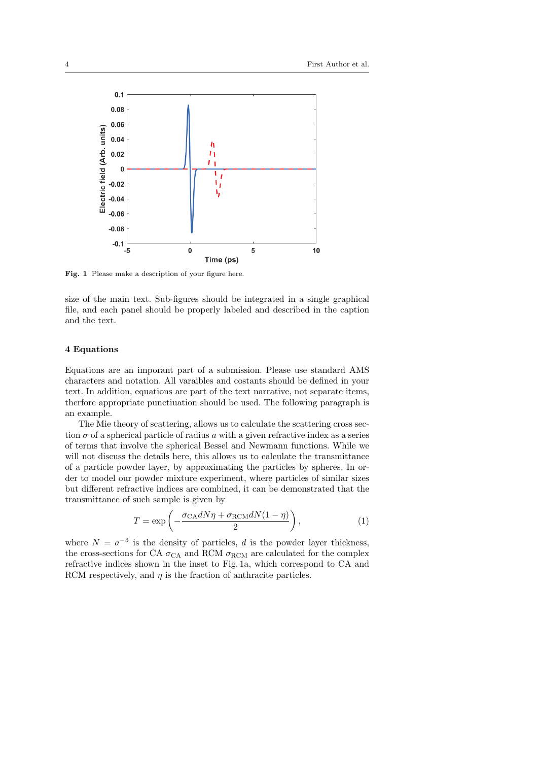Fig. 1 Please make a description of your figure here.

size of the main text. Sub-figures should be integrated in a single graphical file, and each panel should be properly labeled and described in the caption and the text.

## 4 Equations

Equations are an imporant part of a submission. Please use standard AMS characters and notation. All varaibles and costants should be defined in your text. In addition, equations are part of the text narrative, not separate items, therfore appropriate punctiuation should be used. The following paragraph is an example.

The Mie theory of scattering, allows us to calculate the scattering cross section $\sigma$ of a spherical particle of radius $a$ with a given refractive index as a series of terms that involve the spherical Bessel and Newmann functions. While we will not discuss the details here, this allows us to calculate the transmittance of a particle powder layer, by approximating the particles by spheres. In order to model our powder mixture experiment, where particles of similar sizes but different refractive indices are combined, it can be demonstrated that the transmittance of such sample is given by

$$T = \exp\left(-\frac{\sigma_{\mathrm{CA}} d N \eta + \sigma_{\mathrm{RCM}} d N (1-\eta)}{2}\right), \tag{1}$$

where $N = a^{-3}$ is the density of particles, $d$ is the powder layer thickness, the cross-sections for CA $\sigma_{\mathrm{CA}}$ and RCM $\sigma_{\mathrm{RCM}}$ are calculated for the complex refractive indices shown in the inset to Fig. 1a, which correspond to CA and RCM respectively, and $\eta$ is the fraction of anthracite particles.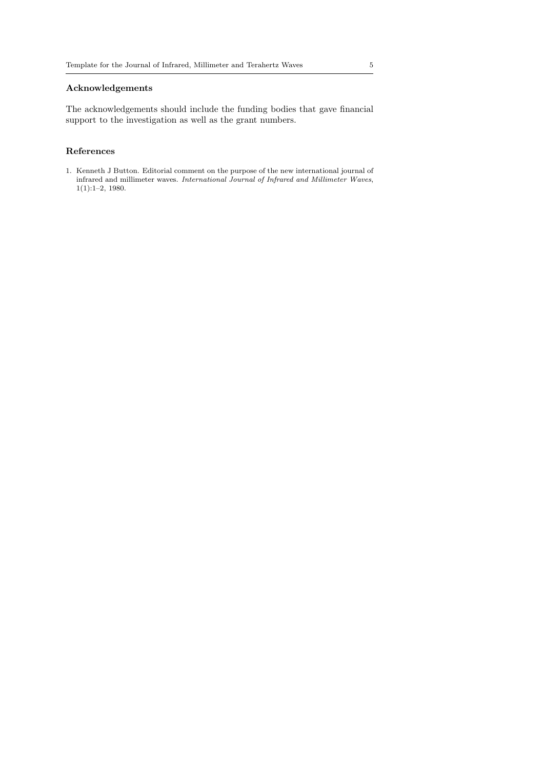## Acknowledgements

The acknowledgements should include the funding bodies that gave financial support to the investigation as well as the grant numbers.

## References

1. Kenneth J Button. Editorial comment on the purpose of the new international journal of infrared and millimeter waves. *International Journal of Infrared and Millimeter Waves*, 1(1):1–2, 1980.